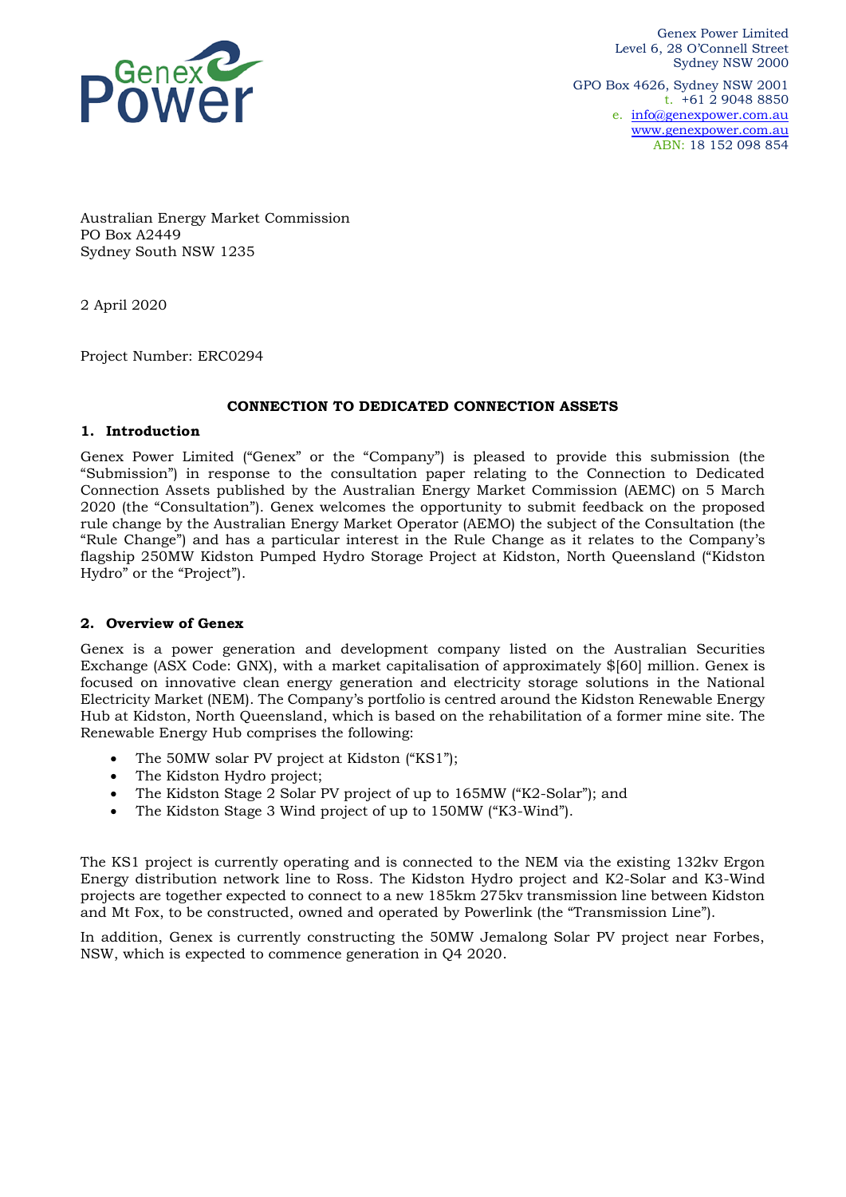Genex Power Limited
Level 6, 28 O'Connell Street
Sydney NSW 2000

GPO Box 4626, Sydney NSW 2001
t. +61 2 9048 8850
e. info@genexpower.com.au
www.genexpower.com.au
ABN: 18 152 098 854

Australian Energy Market Commission
PO Box A2449
Sydney South NSW 1235

2 April 2020

Project Number: ERC0294

**CONNECTION TO DEDICATED CONNECTION ASSETS**

## 1. Introduction

Genex Power Limited ("Genex" or the "Company") is pleased to provide this submission (the "Submission") in response to the consultation paper relating to the Connection to Dedicated Connection Assets published by the Australian Energy Market Commission (AEMC) on 5 March 2020 (the "Consultation"). Genex welcomes the opportunity to submit feedback on the proposed rule change by the Australian Energy Market Operator (AEMO) the subject of the Consultation (the "Rule Change") and has a particular interest in the Rule Change as it relates to the Company's flagship 250MW Kidston Pumped Hydro Storage Project at Kidston, North Queensland ("Kidston Hydro" or the "Project").

## 2. Overview of Genex

Genex is a power generation and development company listed on the Australian Securities Exchange (ASX Code: GNX), with a market capitalisation of approximately $[60] million. Genex is focused on innovative clean energy generation and electricity storage solutions in the National Electricity Market (NEM). The Company's portfolio is centred around the Kidston Renewable Energy Hub at Kidston, North Queensland, which is based on the rehabilitation of a former mine site. The Renewable Energy Hub comprises the following:

- The 50MW solar PV project at Kidston ("KS1");
- The Kidston Hydro project;
- The Kidston Stage 2 Solar PV project of up to 165MW ("K2-Solar"); and
- The Kidston Stage 3 Wind project of up to 150MW ("K3-Wind").

The KS1 project is currently operating and is connected to the NEM via the existing 132kv Ergon Energy distribution network line to Ross. The Kidston Hydro project and K2-Solar and K3-Wind projects are together expected to connect to a new 185km 275kv transmission line between Kidston and Mt Fox, to be constructed, owned and operated by Powerlink (the "Transmission Line").

In addition, Genex is currently constructing the 50MW Jemalong Solar PV project near Forbes, NSW, which is expected to commence generation in Q4 2020.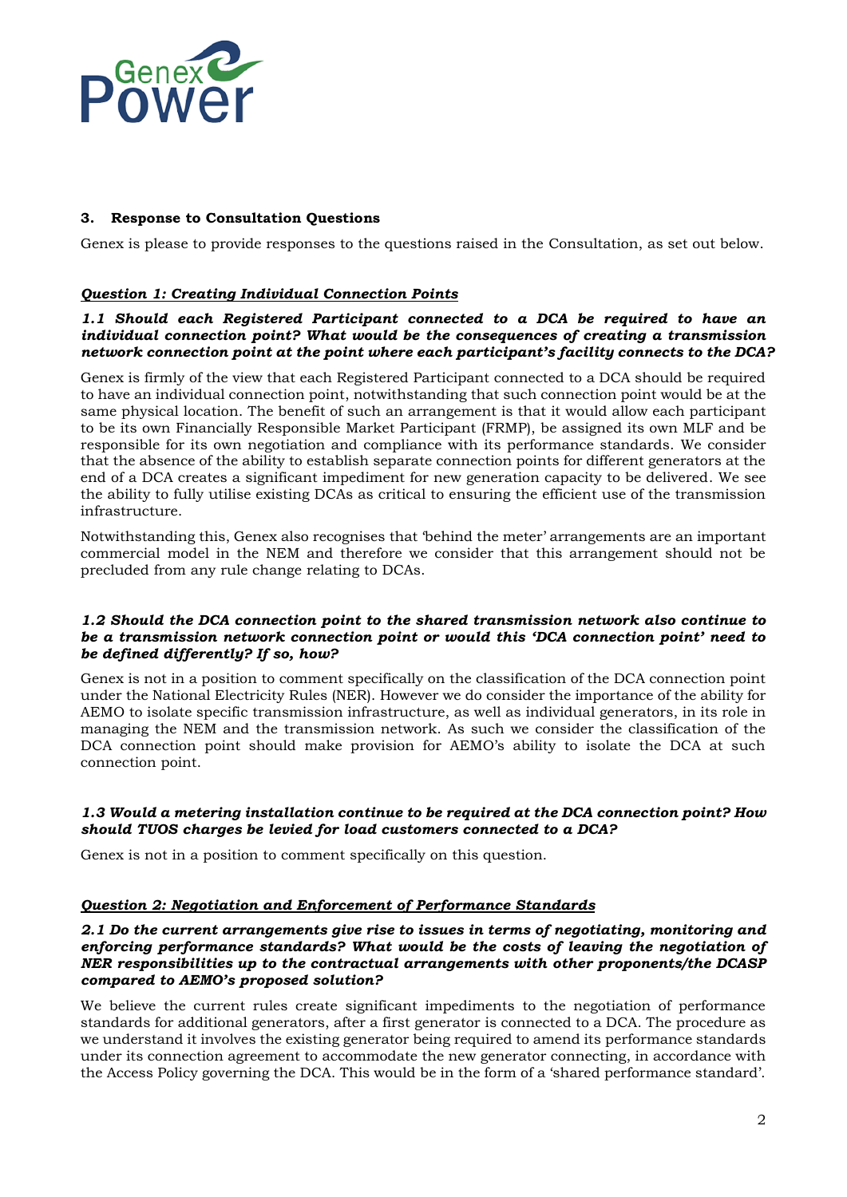## 3. Response to Consultation Questions

Genex is please to provide responses to the questions raised in the Consultation, as set out below.

### ***Question 1: Creating Individual Connection Points***

***1.1 Should each Registered Participant connected to a DCA be required to have an individual connection point? What would be the consequences of creating a transmission network connection point at the point where each participant's facility connects to the DCA?***

Genex is firmly of the view that each Registered Participant connected to a DCA should be required to have an individual connection point, notwithstanding that such connection point would be at the same physical location. The benefit of such an arrangement is that it would allow each participant to be its own Financially Responsible Market Participant (FRMP), be assigned its own MLF and be responsible for its own negotiation and compliance with its performance standards. We consider that the absence of the ability to establish separate connection points for different generators at the end of a DCA creates a significant impediment for new generation capacity to be delivered. We see the ability to fully utilise existing DCAs as critical to ensuring the efficient use of the transmission infrastructure.

Notwithstanding this, Genex also recognises that 'behind the meter' arrangements are an important commercial model in the NEM and therefore we consider that this arrangement should not be precluded from any rule change relating to DCAs.

***1.2 Should the DCA connection point to the shared transmission network also continue to be a transmission network connection point or would this 'DCA connection point' need to be defined differently? If so, how?***

Genex is not in a position to comment specifically on the classification of the DCA connection point under the National Electricity Rules (NER). However we do consider the importance of the ability for AEMO to isolate specific transmission infrastructure, as well as individual generators, in its role in managing the NEM and the transmission network. As such we consider the classification of the DCA connection point should make provision for AEMO's ability to isolate the DCA at such connection point.

***1.3 Would a metering installation continue to be required at the DCA connection point? How should TUOS charges be levied for load customers connected to a DCA?***

Genex is not in a position to comment specifically on this question.

### ***Question 2: Negotiation and Enforcement of Performance Standards***

***2.1 Do the current arrangements give rise to issues in terms of negotiating, monitoring and enforcing performance standards? What would be the costs of leaving the negotiation of NER responsibilities up to the contractual arrangements with other proponents/the DCASP compared to AEMO's proposed solution?***

We believe the current rules create significant impediments to the negotiation of performance standards for additional generators, after a first generator is connected to a DCA. The procedure as we understand it involves the existing generator being required to amend its performance standards under its connection agreement to accommodate the new generator connecting, in accordance with the Access Policy governing the DCA. This would be in the form of a 'shared performance standard'.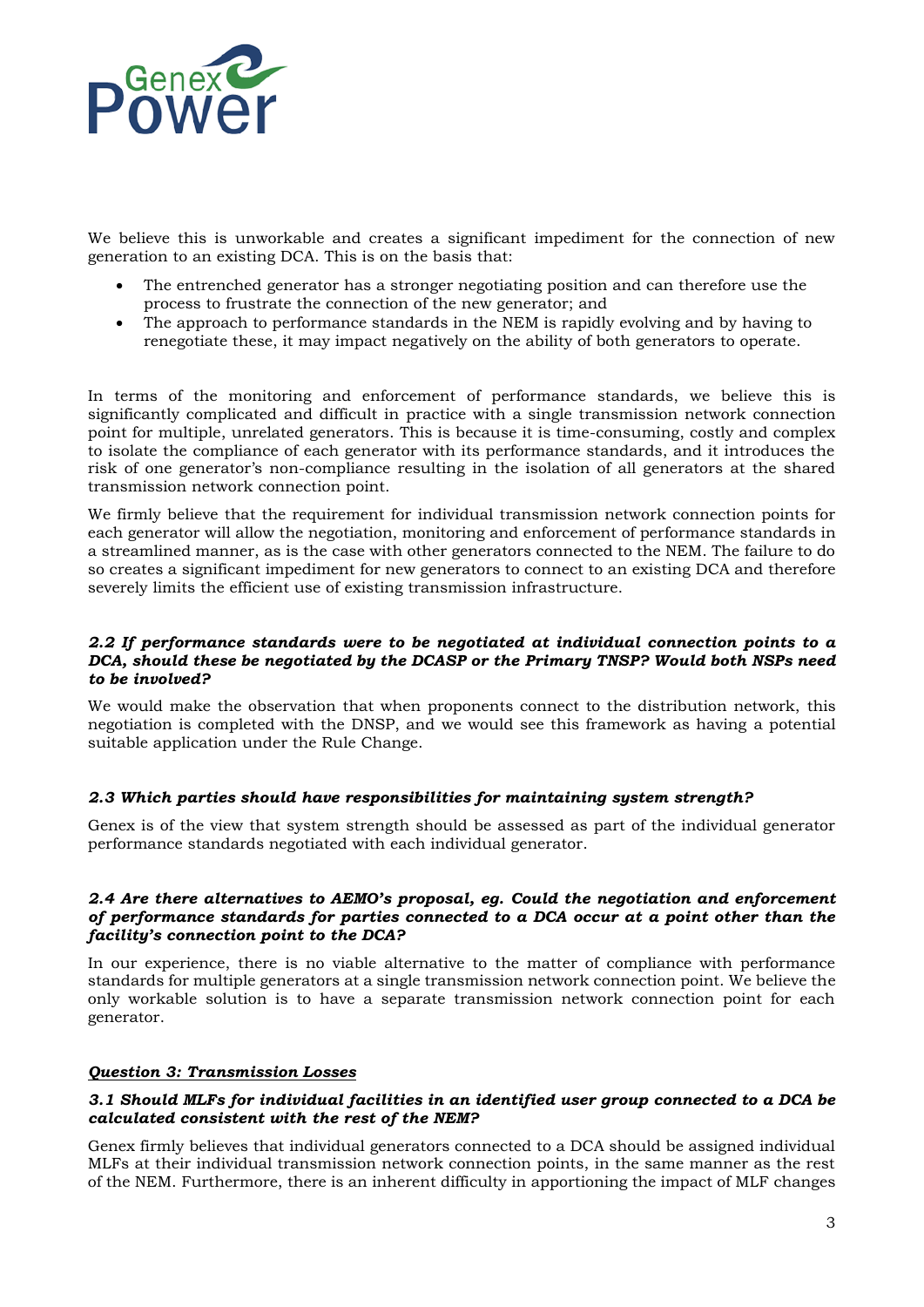We believe this is unworkable and creates a significant impediment for the connection of new generation to an existing DCA. This is on the basis that:

- The entrenched generator has a stronger negotiating position and can therefore use the process to frustrate the connection of the new generator; and
- The approach to performance standards in the NEM is rapidly evolving and by having to renegotiate these, it may impact negatively on the ability of both generators to operate.

In terms of the monitoring and enforcement of performance standards, we believe this is significantly complicated and difficult in practice with a single transmission network connection point for multiple, unrelated generators. This is because it is time-consuming, costly and complex to isolate the compliance of each generator with its performance standards, and it introduces the risk of one generator's non-compliance resulting in the isolation of all generators at the shared transmission network connection point.

We firmly believe that the requirement for individual transmission network connection points for each generator will allow the negotiation, monitoring and enforcement of performance standards in a streamlined manner, as is the case with other generators connected to the NEM. The failure to do so creates a significant impediment for new generators to connect to an existing DCA and therefore severely limits the efficient use of existing transmission infrastructure.

#### *2.2 If performance standards were to be negotiated at individual connection points to a DCA, should these be negotiated by the DCASP or the Primary TNSP? Would both NSPs need to be involved?*

We would make the observation that when proponents connect to the distribution network, this negotiation is completed with the DNSP, and we would see this framework as having a potential suitable application under the Rule Change.

#### *2.3 Which parties should have responsibilities for maintaining system strength?*

Genex is of the view that system strength should be assessed as part of the individual generator performance standards negotiated with each individual generator.

#### *2.4 Are there alternatives to AEMO's proposal, eg. Could the negotiation and enforcement of performance standards for parties connected to a DCA occur at a point other than the facility's connection point to the DCA?*

In our experience, there is no viable alternative to the matter of compliance with performance standards for multiple generators at a single transmission network connection point. We believe the only workable solution is to have a separate transmission network connection point for each generator.

### ***Question 3: Transmission Losses***

#### *3.1 Should MLFs for individual facilities in an identified user group connected to a DCA be calculated consistent with the rest of the NEM?*

Genex firmly believes that individual generators connected to a DCA should be assigned individual MLFs at their individual transmission network connection points, in the same manner as the rest of the NEM. Furthermore, there is an inherent difficulty in apportioning the impact of MLF changes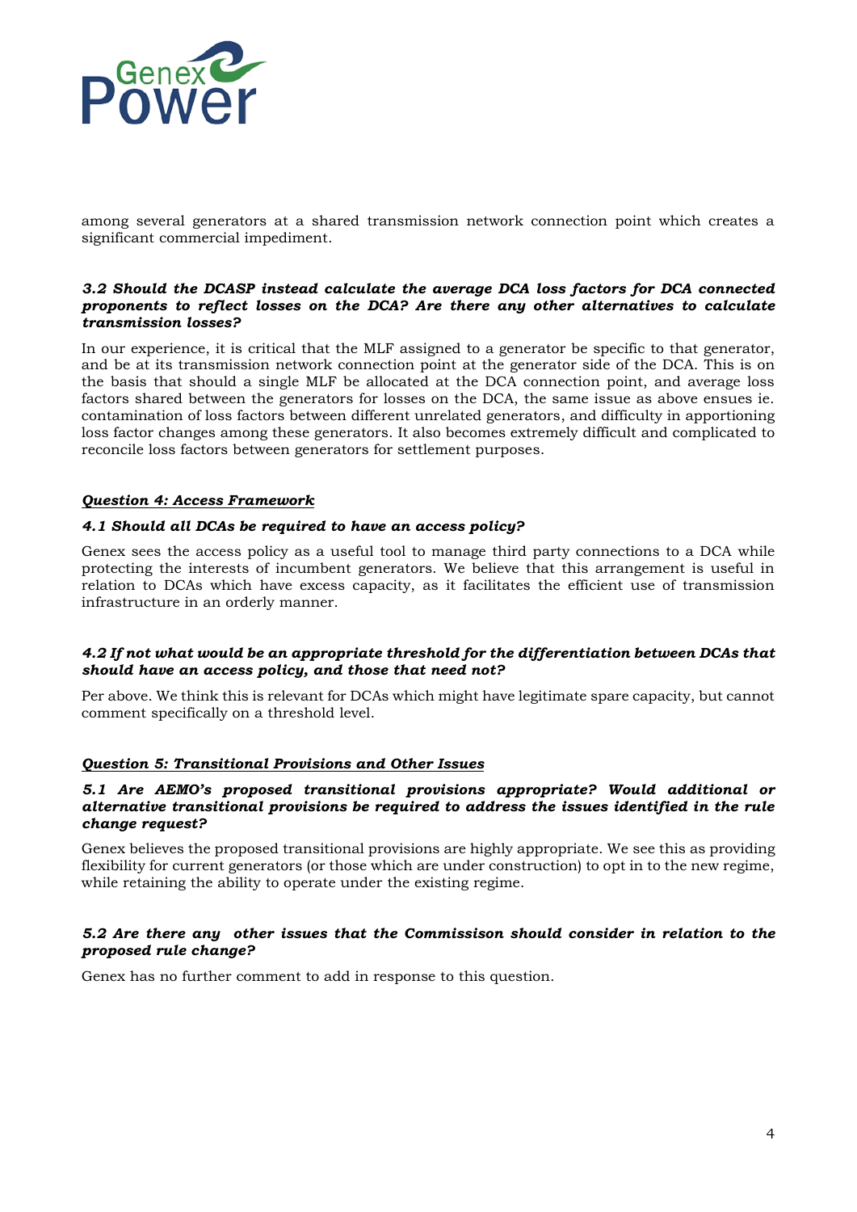among several generators at a shared transmission network connection point which creates a significant commercial impediment.

***3.2 Should the DCASP instead calculate the average DCA loss factors for DCA connected proponents to reflect losses on the DCA? Are there any other alternatives to calculate transmission losses?***

In our experience, it is critical that the MLF assigned to a generator be specific to that generator, and be at its transmission network connection point at the generator side of the DCA. This is on the basis that should a single MLF be allocated at the DCA connection point, and average loss factors shared between the generators for losses on the DCA, the same issue as above ensues ie. contamination of loss factors between different unrelated generators, and difficulty in apportioning loss factor changes among these generators. It also becomes extremely difficult and complicated to reconcile loss factors between generators for settlement purposes.

***<u>Question 4: Access Framework</u>***

***4.1 Should all DCAs be required to have an access policy?***

Genex sees the access policy as a useful tool to manage third party connections to a DCA while protecting the interests of incumbent generators. We believe that this arrangement is useful in relation to DCAs which have excess capacity, as it facilitates the efficient use of transmission infrastructure in an orderly manner.

***4.2 If not what would be an appropriate threshold for the differentiation between DCAs that should have an access policy, and those that need not?***

Per above. We think this is relevant for DCAs which might have legitimate spare capacity, but cannot comment specifically on a threshold level.

***<u>Question 5: Transitional Provisions and Other Issues</u>***

***5.1 Are AEMO's proposed transitional provisions appropriate? Would additional or alternative transitional provisions be required to address the issues identified in the rule change request?***

Genex believes the proposed transitional provisions are highly appropriate. We see this as providing flexibility for current generators (or those which are under construction) to opt in to the new regime, while retaining the ability to operate under the existing regime.

***5.2 Are there any other issues that the Commisson should consider in relation to the proposed rule change?***

Genex has no further comment to add in response to this question.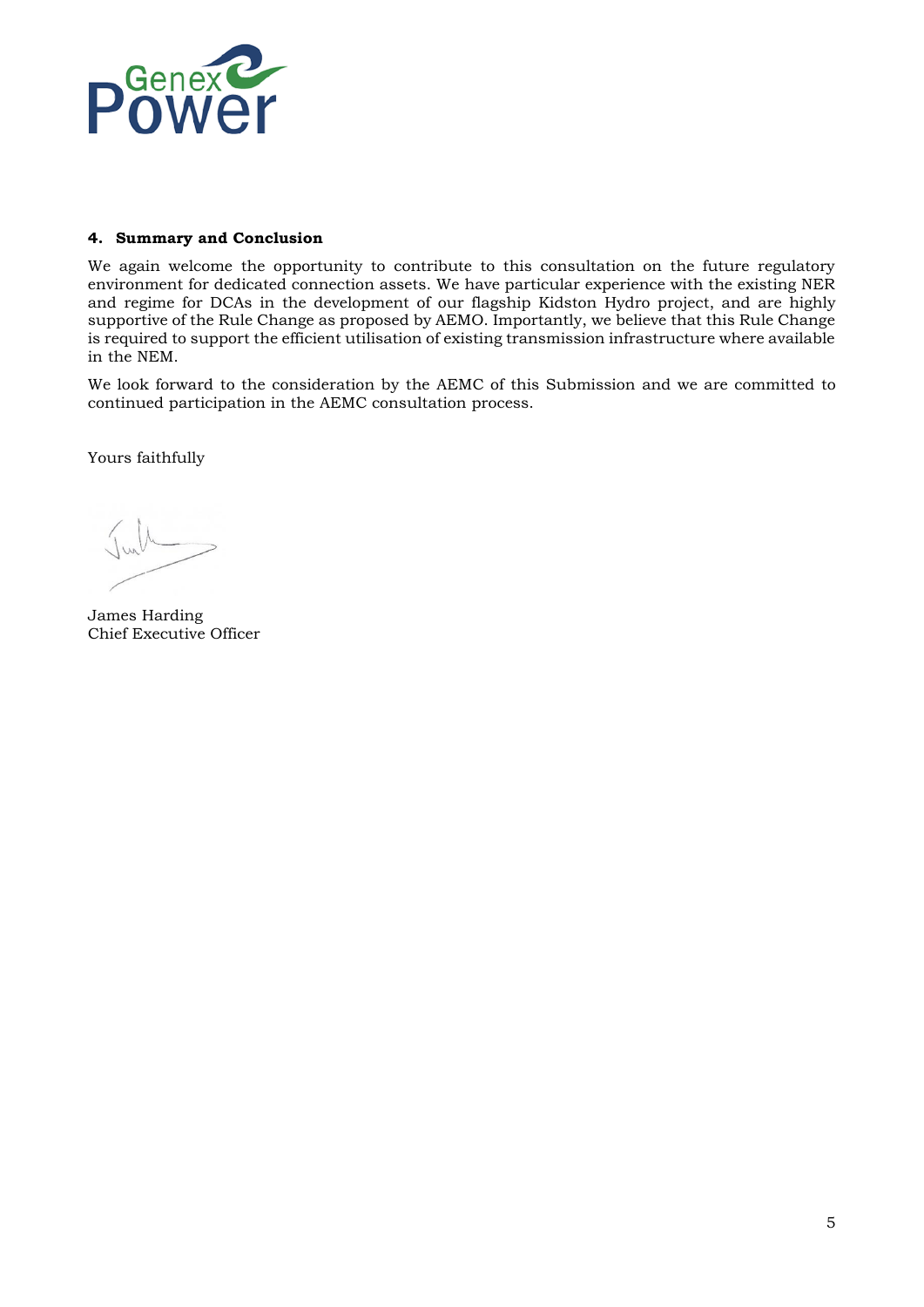## 4. Summary and Conclusion

We again welcome the opportunity to contribute to this consultation on the future regulatory environment for dedicated connection assets. We have particular experience with the existing NER and regime for DCAs in the development of our flagship Kidston Hydro project, and are highly supportive of the Rule Change as proposed by AEMO. Importantly, we believe that this Rule Change is required to support the efficient utilisation of existing transmission infrastructure where available in the NEM.

We look forward to the consideration by the AEMC of this Submission and we are committed to continued participation in the AEMC consultation process.

Yours faithfully

James Harding
Chief Executive Officer